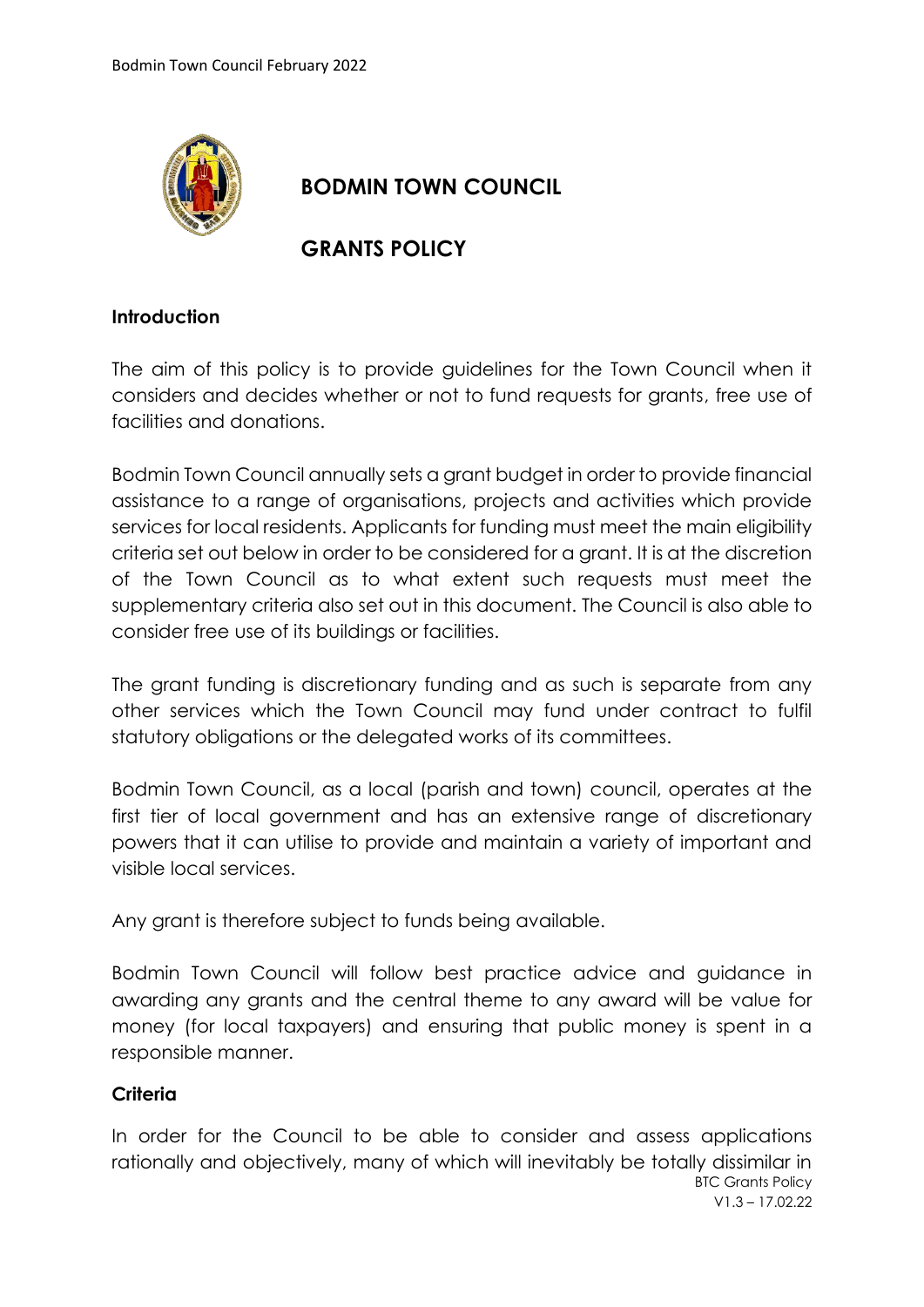# BODMIN TOWN COUNCIL

# GRANTS POLICY

**Introduction**

The aim of this policy is to provide guidelines for the Town Council when it considers and decides whether or not to fund requests for grants, free use of facilities and donations.

Bodmin Town Council annually sets a grant budget in order to provide financial assistance to a range of organisations, projects and activities which provide services for local residents. Applicants for funding must meet the main eligibility criteria set out below in order to be considered for a grant. It is at the discretion of the Town Council as to what extent such requests must meet the supplementary criteria also set out in this document. The Council is also able to consider free use of its buildings or facilities.

The grant funding is discretionary funding and as such is separate from any other services which the Town Council may fund under contract to fulfil statutory obligations or the delegated works of its committees.

Bodmin Town Council, as a local (parish and town) council, operates at the first tier of local government and has an extensive range of discretionary powers that it can utilise to provide and maintain a variety of important and visible local services.

Any grant is therefore subject to funds being available.

Bodmin Town Council will follow best practice advice and guidance in awarding any grants and the central theme to any award will be value for money (for local taxpayers) and ensuring that public money is spent in a responsible manner.

**Criteria**

In order for the Council to be able to consider and assess applications rationally and objectively, many of which will inevitably be totally dissimilar in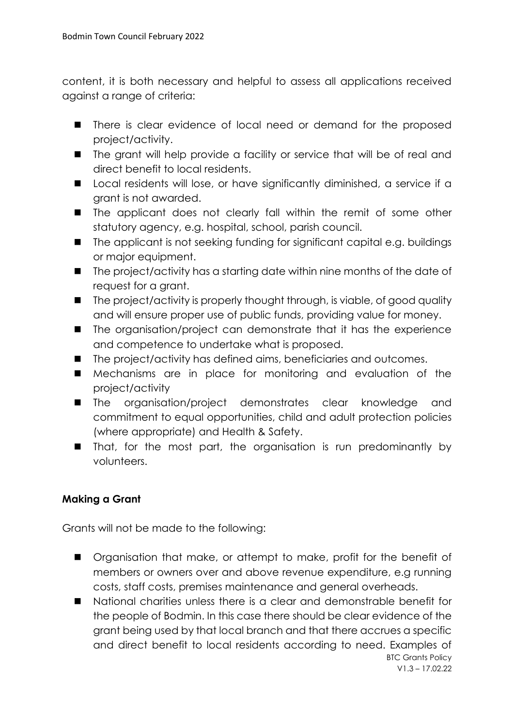content, it is both necessary and helpful to assess all applications received against a range of criteria:

- There is clear evidence of local need or demand for the proposed project/activity.
- The grant will help provide a facility or service that will be of real and direct benefit to local residents.
- Local residents will lose, or have significantly diminished, a service if a grant is not awarded.
- The applicant does not clearly fall within the remit of some other statutory agency, e.g. hospital, school, parish council.
- The applicant is not seeking funding for significant capital e.g. buildings or major equipment.
- The project/activity has a starting date within nine months of the date of request for a grant.
- The project/activity is properly thought through, is viable, of good quality and will ensure proper use of public funds, providing value for money.
- The organisation/project can demonstrate that it has the experience and competence to undertake what is proposed.
- The project/activity has defined aims, beneficiaries and outcomes.
- Mechanisms are in place for monitoring and evaluation of the project/activity
- The organisation/project demonstrates clear knowledge and commitment to equal opportunities, child and adult protection policies (where appropriate) and Health & Safety.
- That, for the most part, the organisation is run predominantly by volunteers.

**Making a Grant**

Grants will not be made to the following:

- Organisation that make, or attempt to make, profit for the benefit of members or owners over and above revenue expenditure, e.g running costs, staff costs, premises maintenance and general overheads.
- National charities unless there is a clear and demonstrable benefit for the people of Bodmin. In this case there should be clear evidence of the grant being used by that local branch and that there accrues a specific and direct benefit to local residents according to need. Examples of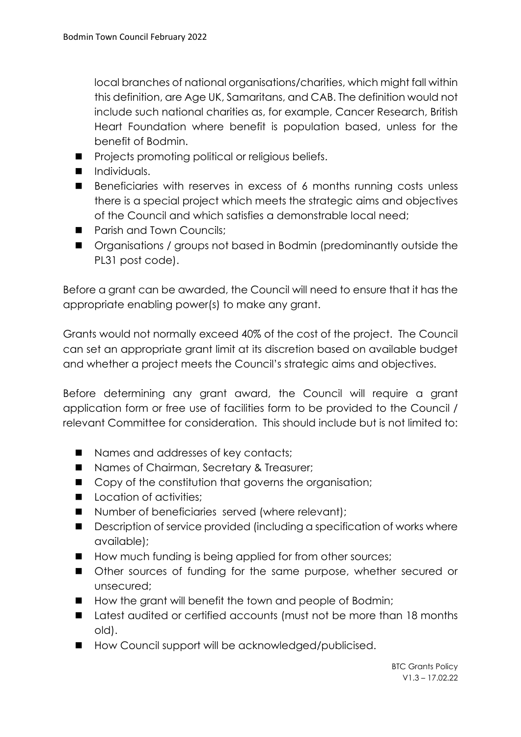local branches of national organisations/charities, which might fall within this definition, are Age UK, Samaritans, and CAB. The definition would not include such national charities as, for example, Cancer Research, British Heart Foundation where benefit is population based, unless for the benefit of Bodmin.

- Projects promoting political or religious beliefs.
- Individuals.
- Beneficiaries with reserves in excess of 6 months running costs unless there is a special project which meets the strategic aims and objectives of the Council and which satisfies a demonstrable local need;
- Parish and Town Councils;
- Organisations / groups not based in Bodmin (predominantly outside the PL31 post code).

Before a grant can be awarded, the Council will need to ensure that it has the appropriate enabling power(s) to make any grant.

Grants would not normally exceed 40% of the cost of the project. The Council can set an appropriate grant limit at its discretion based on available budget and whether a project meets the Council's strategic aims and objectives.

Before determining any grant award, the Council will require a grant application form or free use of facilities form to be provided to the Council / relevant Committee for consideration. This should include but is not limited to:

- Names and addresses of key contacts;
- Names of Chairman, Secretary & Treasurer;
- Copy of the constitution that governs the organisation;
- Location of activities;
- Number of beneficiaries served (where relevant);
- Description of service provided (including a specification of works where available);
- How much funding is being applied for from other sources;
- Other sources of funding for the same purpose, whether secured or unsecured;
- How the grant will benefit the town and people of Bodmin;
- Latest audited or certified accounts (must not be more than 18 months old).
- How Council support will be acknowledged/publicised.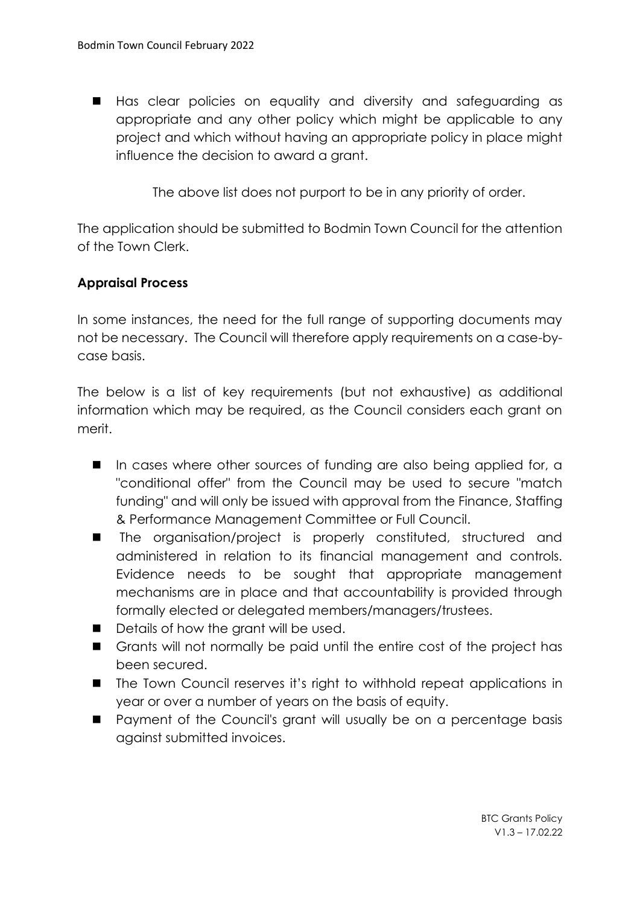- Has clear policies on equality and diversity and safeguarding as appropriate and any other policy which might be applicable to any project and which without having an appropriate policy in place might influence the decision to award a grant.

The above list does not purport to be in any priority of order.

The application should be submitted to Bodmin Town Council for the attention of the Town Clerk.

**Appraisal Process**

In some instances, the need for the full range of supporting documents may not be necessary. The Council will therefore apply requirements on a case-by-case basis.

The below is a list of key requirements (but not exhaustive) as additional information which may be required, as the Council considers each grant on merit.

- In cases where other sources of funding are also being applied for, a "conditional offer" from the Council may be used to secure "match funding" and will only be issued with approval from the Finance, Staffing & Performance Management Committee or Full Council.
- The organisation/project is properly constituted, structured and administered in relation to its financial management and controls. Evidence needs to be sought that appropriate management mechanisms are in place and that accountability is provided through formally elected or delegated members/managers/trustees.
- Details of how the grant will be used.
- Grants will not normally be paid until the entire cost of the project has been secured.
- The Town Council reserves it's right to withhold repeat applications in year or over a number of years on the basis of equity.
- Payment of the Council's grant will usually be on a percentage basis against submitted invoices.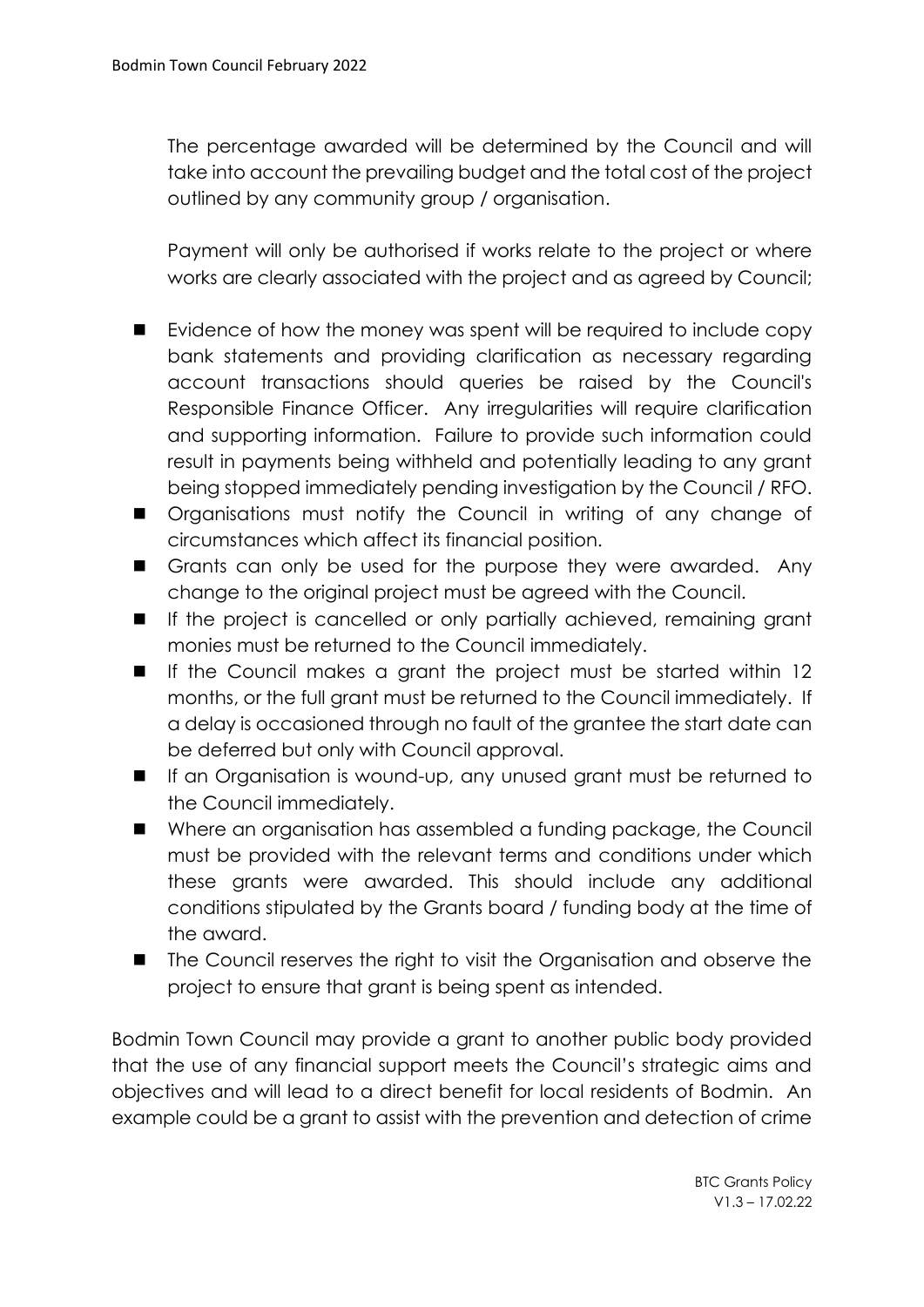The percentage awarded will be determined by the Council and will take into account the prevailing budget and the total cost of the project outlined by any community group / organisation.

Payment will only be authorised if works relate to the project or where works are clearly associated with the project and as agreed by Council;

- Evidence of how the money was spent will be required to include copy bank statements and providing clarification as necessary regarding account transactions should queries be raised by the Council's Responsible Finance Officer. Any irregularities will require clarification and supporting information. Failure to provide such information could result in payments being withheld and potentially leading to any grant being stopped immediately pending investigation by the Council / RFO.
- Organisations must notify the Council in writing of any change of circumstances which affect its financial position.
- Grants can only be used for the purpose they were awarded. Any change to the original project must be agreed with the Council.
- If the project is cancelled or only partially achieved, remaining grant monies must be returned to the Council immediately.
- If the Council makes a grant the project must be started within 12 months, or the full grant must be returned to the Council immediately. If a delay is occasioned through no fault of the grantee the start date can be deferred but only with Council approval.
- If an Organisation is wound-up, any unused grant must be returned to the Council immediately.
- Where an organisation has assembled a funding package, the Council must be provided with the relevant terms and conditions under which these grants were awarded. This should include any additional conditions stipulated by the Grants board / funding body at the time of the award.
- The Council reserves the right to visit the Organisation and observe the project to ensure that grant is being spent as intended.

Bodmin Town Council may provide a grant to another public body provided that the use of any financial support meets the Council's strategic aims and objectives and will lead to a direct benefit for local residents of Bodmin. An example could be a grant to assist with the prevention and detection of crime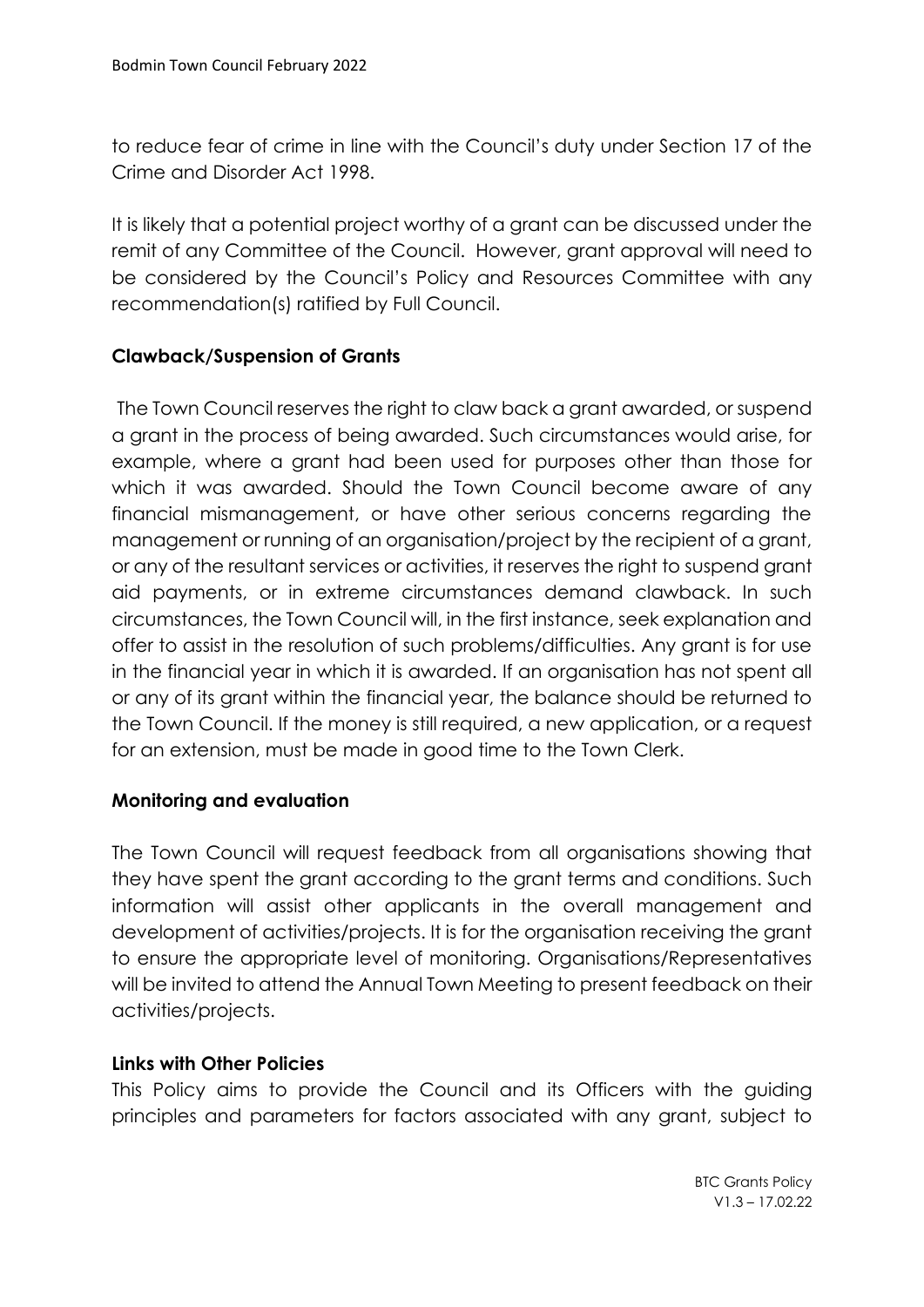to reduce fear of crime in line with the Council's duty under Section 17 of the Crime and Disorder Act 1998.

It is likely that a potential project worthy of a grant can be discussed under the remit of any Committee of the Council. However, grant approval will need to be considered by the Council's Policy and Resources Committee with any recommendation(s) ratified by Full Council.

**Clawback/Suspension of Grants**

The Town Council reserves the right to claw back a grant awarded, or suspend a grant in the process of being awarded. Such circumstances would arise, for example, where a grant had been used for purposes other than those for which it was awarded. Should the Town Council become aware of any financial mismanagement, or have other serious concerns regarding the management or running of an organisation/project by the recipient of a grant, or any of the resultant services or activities, it reserves the right to suspend grant aid payments, or in extreme circumstances demand clawback. In such circumstances, the Town Council will, in the first instance, seek explanation and offer to assist in the resolution of such problems/difficulties. Any grant is for use in the financial year in which it is awarded. If an organisation has not spent all or any of its grant within the financial year, the balance should be returned to the Town Council. If the money is still required, a new application, or a request for an extension, must be made in good time to the Town Clerk.

**Monitoring and evaluation**

The Town Council will request feedback from all organisations showing that they have spent the grant according to the grant terms and conditions. Such information will assist other applicants in the overall management and development of activities/projects. It is for the organisation receiving the grant to ensure the appropriate level of monitoring. Organisations/Representatives will be invited to attend the Annual Town Meeting to present feedback on their activities/projects.

**Links with Other Policies**

This Policy aims to provide the Council and its Officers with the guiding principles and parameters for factors associated with any grant, subject to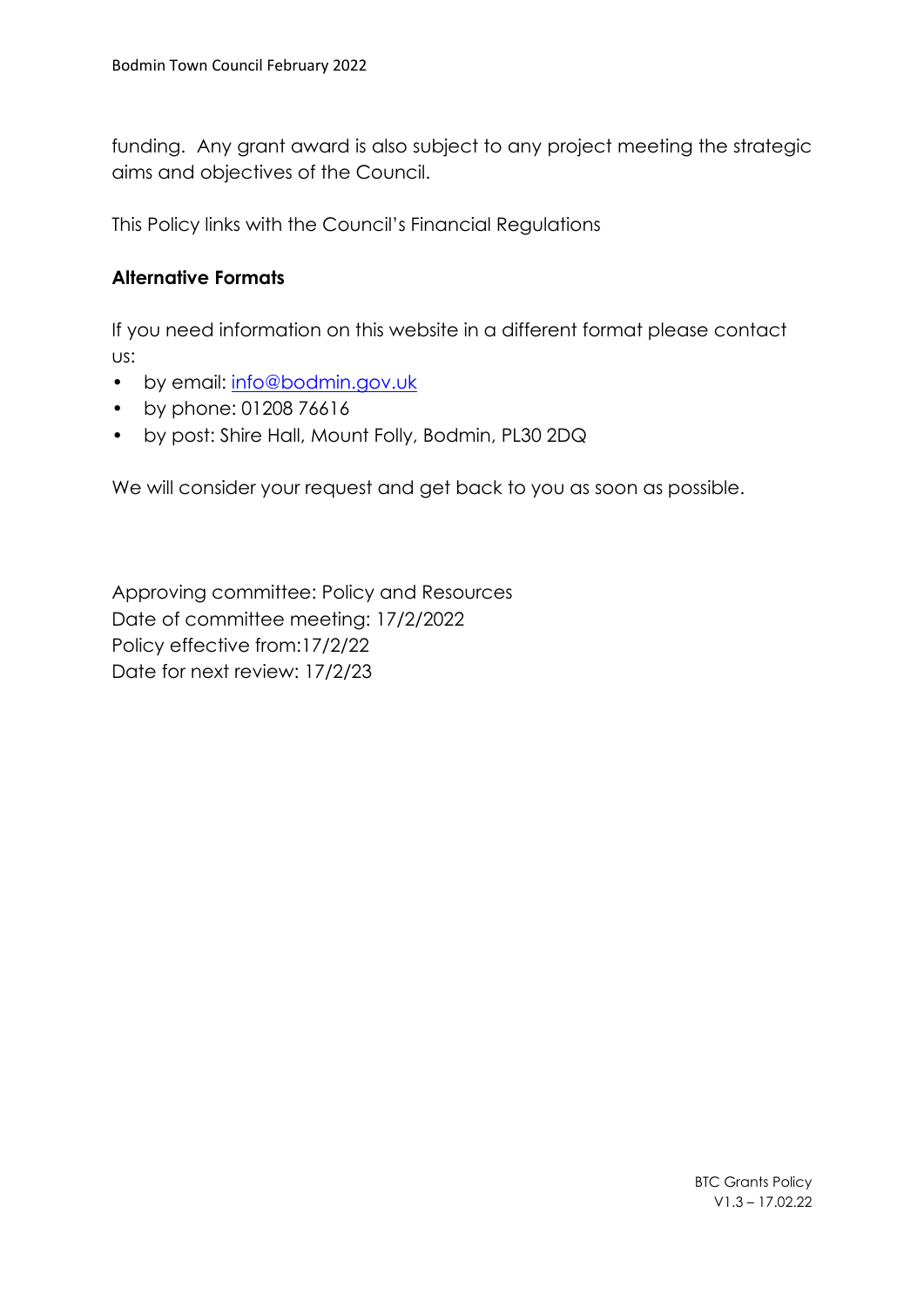funding. Any grant award is also subject to any project meeting the strategic aims and objectives of the Council.

This Policy links with the Council's Financial Regulations

**Alternative Formats**

If you need information on this website in a different format please contact us:

- by email: info@bodmin.gov.uk
- by phone: 01208 76616
- by post: Shire Hall, Mount Folly, Bodmin, PL30 2DQ

We will consider your request and get back to you as soon as possible.

Approving committee: Policy and Resources
Date of committee meeting: 17/2/2022
Policy effective from:17/2/22
Date for next review: 17/2/23